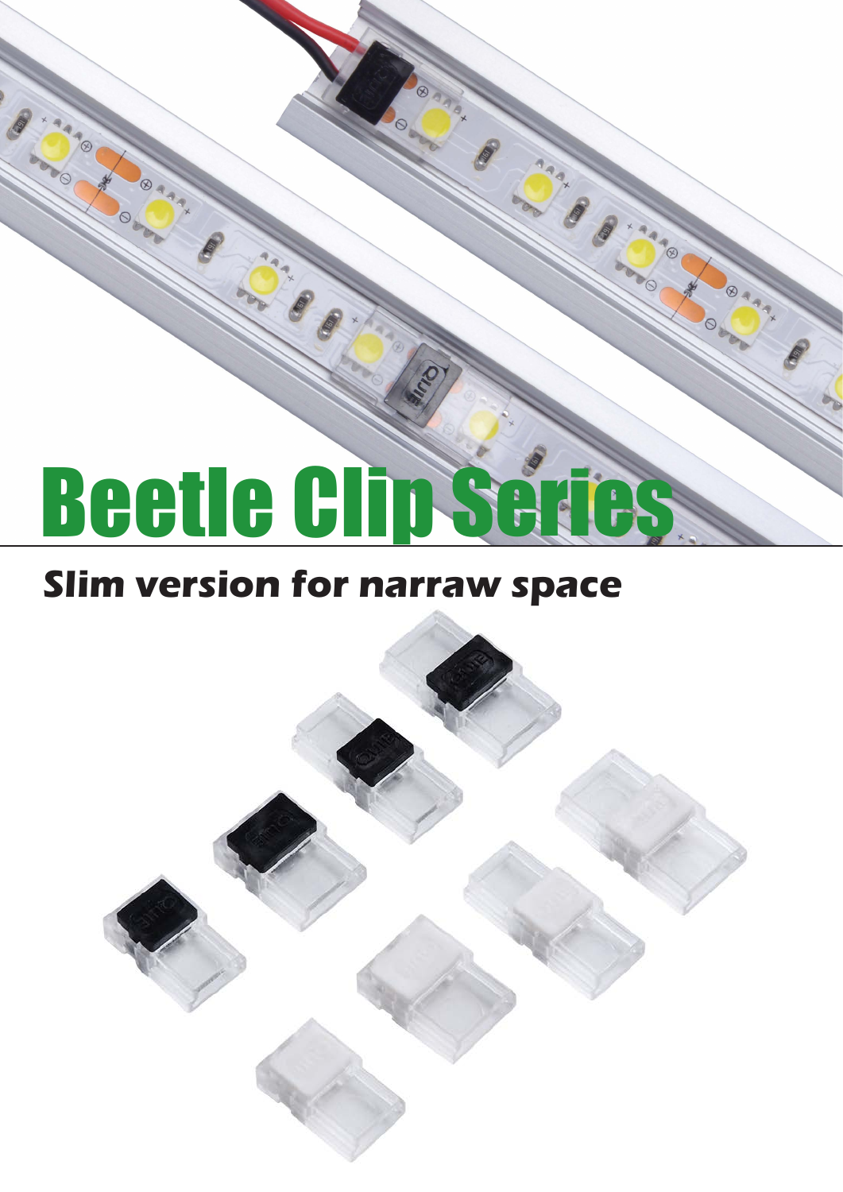# Beetle Clip Series

## Slim version for narraw space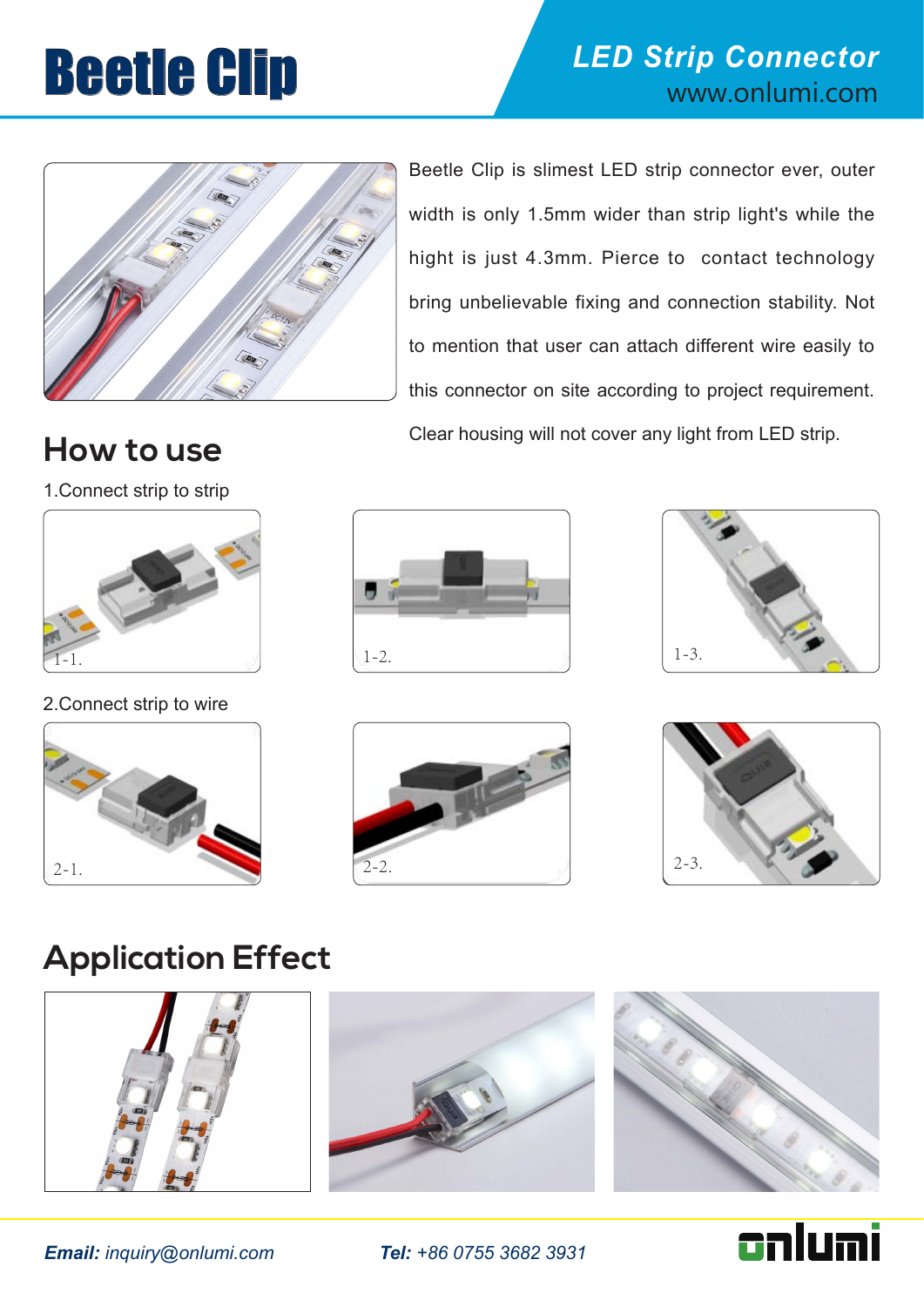# Beetle Clip

## LED Strip Connector

www.onlumi.com

Beetle Clip is slimest LED strip connector ever, outer width is only 1.5mm wider than strip light's while the hight is just 4.3mm. Pierce to contact technology bring unbelievable fixing and connection stability. Not to mention that user can attach different wire easily to this connector on site according to project requirement. Clear housing will not cover any light from LED strip.

## How to use

1.Connect strip to strip

1-1. 1-2. 1-3.

2.Connect strip to wire

2-1. 2-2. 2-3.

## Application Effect

***Email:*** *inquiry@onlumi.com*

***Tel:*** *+86 0755 3682 3931*

onlumi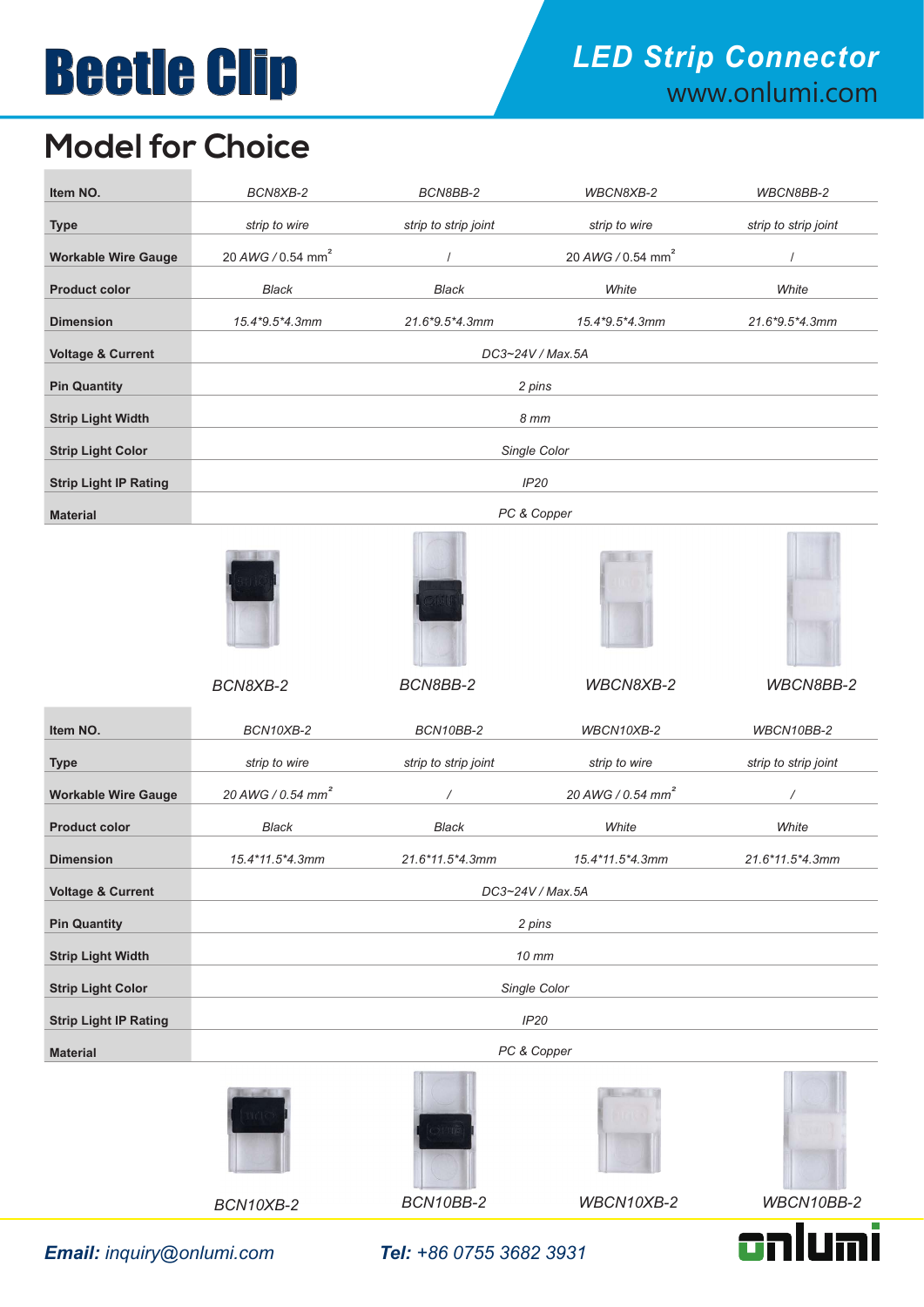# Beetle Clip

**LED Strip Connector**
www.onlumi.com

## Model for Choice

| Item NO. | BCN8XB-2 | BCN8BB-2 | WBCN8XB-2 | WBCN8BB-2 |
|---|---|---|---|---|
| Type | strip to wire | strip to strip joint | strip to wire | strip to strip joint |
| Workable Wire Gauge | 20 AWG / 0.54 $mm^2$ | / | 20 AWG / 0.54 $mm^2$ | / |
| Product color | Black | Black | White | White |
| Dimension | 15.4*9.5*4.3mm | 21.6*9.5*4.3mm | 15.4*9.5*4.3mm | 21.6*9.5*4.3mm |
| Voltage & Current | DC3~24V / Max.5A | | | |
| Pin Quantity | 2 pins | | | |
| Strip Light Width | 8 mm | | | |
| Strip Light Color | Single Color | | | |
| Strip Light IP Rating | IP20 | | | |
| Material | PC & Copper | | | |

BCN8XB-2 BCN8BB-2 WBCN8XB-2 WBCN8BB-2

| Item NO. | BCN10XB-2 | BCN10BB-2 | WBCN10XB-2 | WBCN10BB-2 |
|---|---|---|---|---|
| Type | strip to wire | strip to strip joint | strip to wire | strip to strip joint |
| Workable Wire Gauge | 20 AWG / 0.54 $mm^2$ | / | 20 AWG / 0.54 $mm^2$ | / |
| Product color | Black | Black | White | White |
| Dimension | 15.4*11.5*4.3mm | 21.6*11.5*4.3mm | 15.4*11.5*4.3mm | 21.6*11.5*4.3mm |
| Voltage & Current | DC3~24V / Max.5A | | | |
| Pin Quantity | 2 pins | | | |
| Strip Light Width | 10 mm | | | |
| Strip Light Color | Single Color | | | |
| Strip Light IP Rating | IP20 | | | |
| Material | PC & Copper | | | |

BCN10XB-2 BCN10BB-2 WBCN10XB-2 WBCN10BB-2

**Email:** inquiry@onlumi.com **Tel:** +86 0755 3682 3931

onlumi